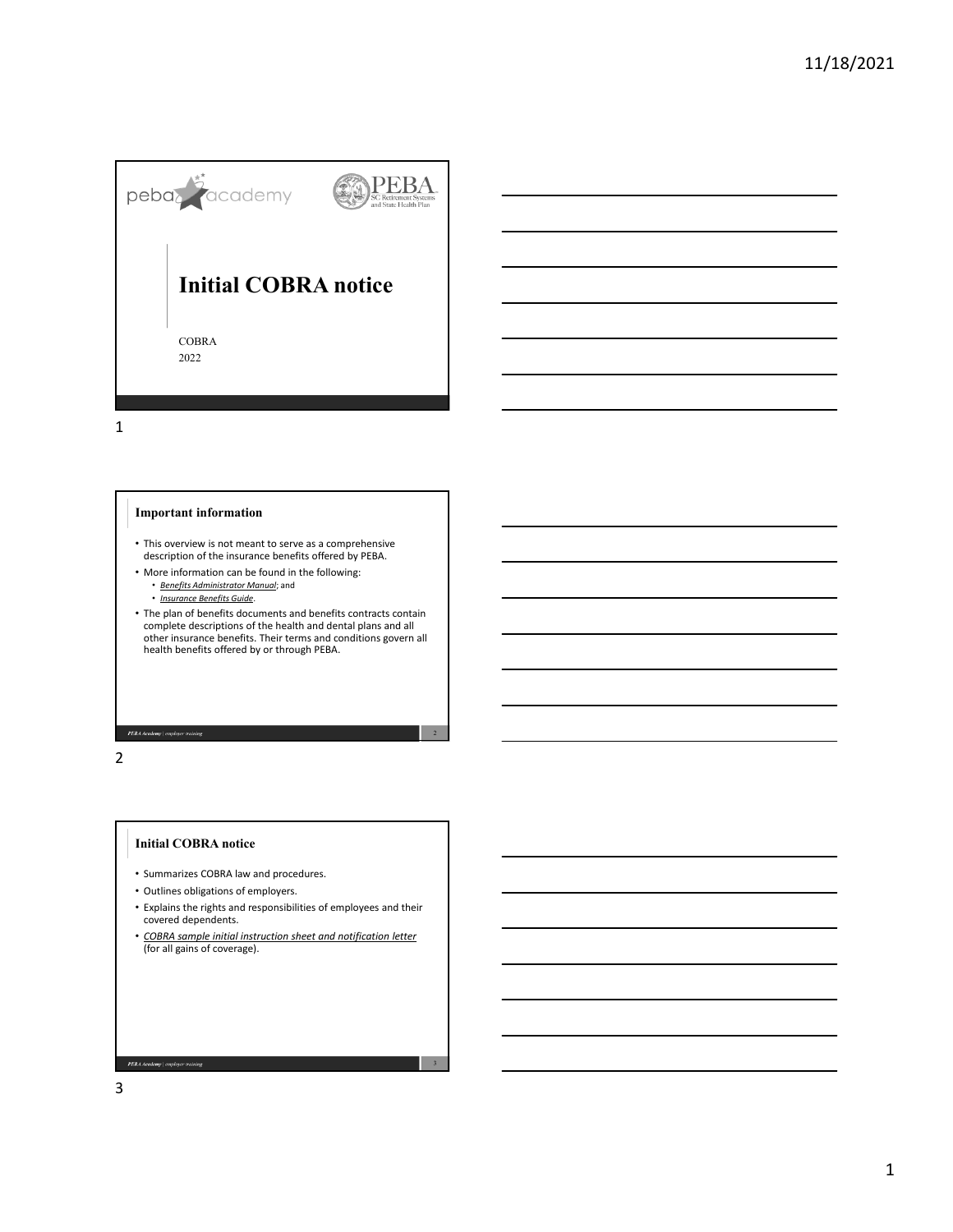# Initial COBRA notice

COBRA

2022

## Important information

- This overview is not meant to serve as a comprehensive description of the insurance benefits offered by PEBA.
- More information can be found in the following:
  - *Benefits Administrator Manual*; and
  - *Insurance Benefits Guide*.
- The plan of benefits documents and benefits contracts contain complete descriptions of the health and dental plans and all other insurance benefits. Their terms and conditions govern all health benefits offered by or through PEBA.

## Initial COBRA notice

- Summarizes COBRA law and procedures.
- Outlines obligations of employers.
- Explains the rights and responsibilities of employees and their covered dependents.
- *COBRA sample initial instruction sheet and notification letter* (for all gains of coverage).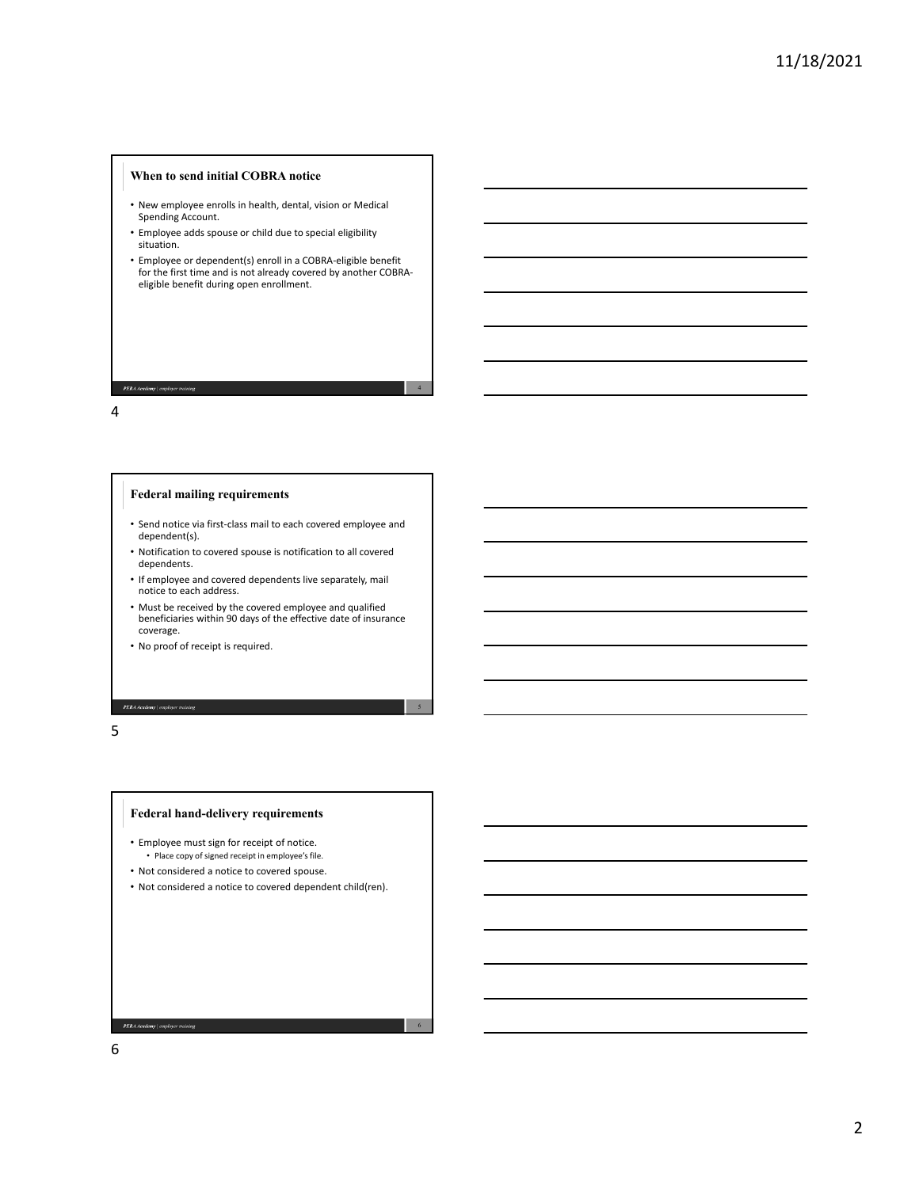## When to send initial COBRA notice

- New employee enrolls in health, dental, vision or Medical Spending Account.
- Employee adds spouse or child due to special eligibility situation.
- Employee or dependent(s) enroll in a COBRA-eligible benefit for the first time and is not already covered by another COBRA-eligible benefit during open enrollment.

## Federal mailing requirements

- Send notice via first-class mail to each covered employee and dependent(s).
- Notification to covered spouse is notification to all covered dependents.
- If employee and covered dependents live separately, mail notice to each address.
- Must be received by the covered employee and qualified beneficiaries within 90 days of the effective date of insurance coverage.
- No proof of receipt is required.

## Federal hand-delivery requirements

- Employee must sign for receipt of notice.
  - Place copy of signed receipt in employee's file.
- Not considered a notice to covered spouse.
- Not considered a notice to covered dependent child(ren).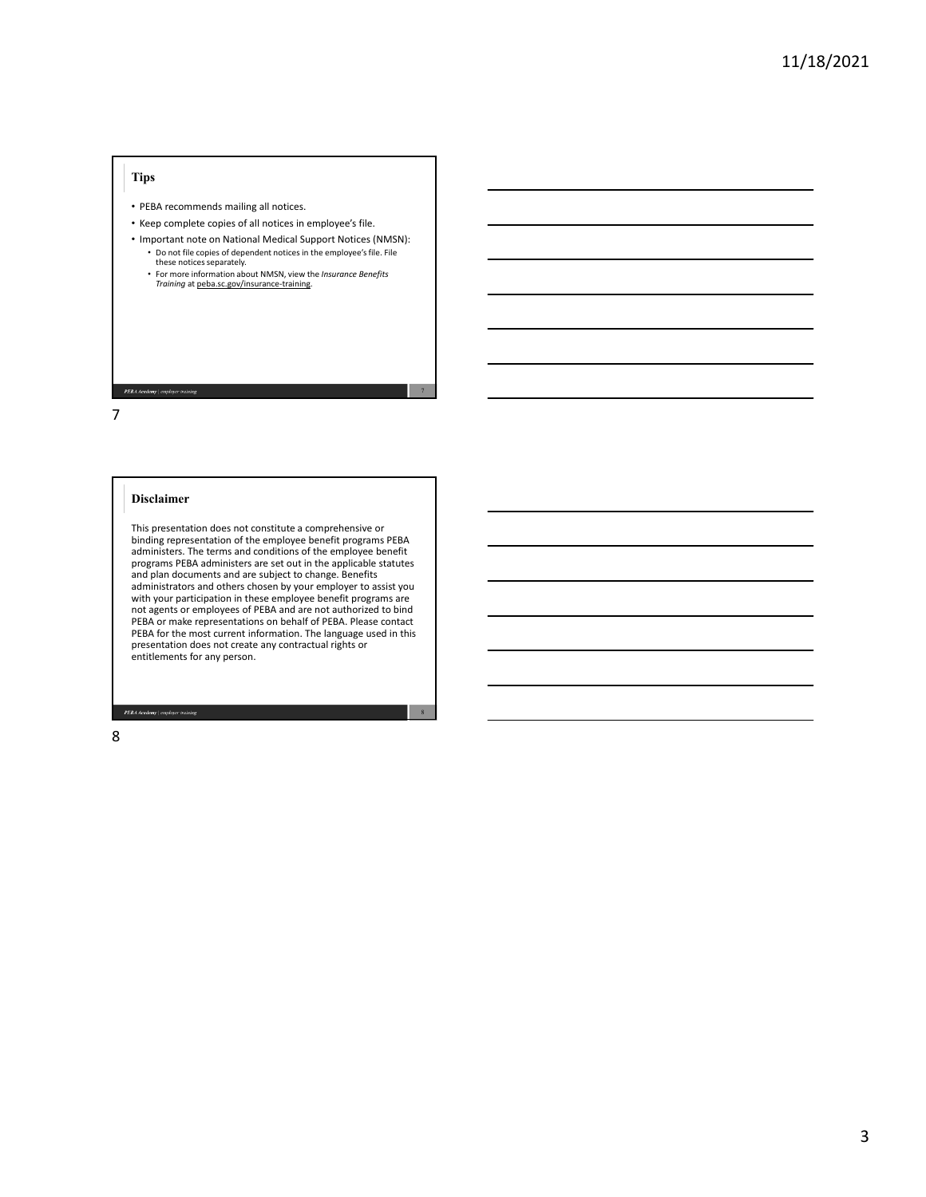## Tips

- PEBA recommends mailing all notices.
- Keep complete copies of all notices in employee's file.
- Important note on National Medical Support Notices (NMSN):
  - Do not file copies of dependent notices in the employee's file. File these notices separately.
  - For more information about NMSN, view the *Insurance Benefits Training* at peba.sc.gov/insurance-training.

## Disclaimer

This presentation does not constitute a comprehensive or binding representation of the employee benefit programs PEBA administers. The terms and conditions of the employee benefit programs PEBA administers are set out in the applicable statutes and plan documents and are subject to change. Benefits administrators and others chosen by your employer to assist you with your participation in these employee benefit programs are not agents or employees of PEBA and are not authorized to bind PEBA or make representations on behalf of PEBA. Please contact PEBA for the most current information. The language used in this presentation does not create any contractual rights or entitlements for any person.